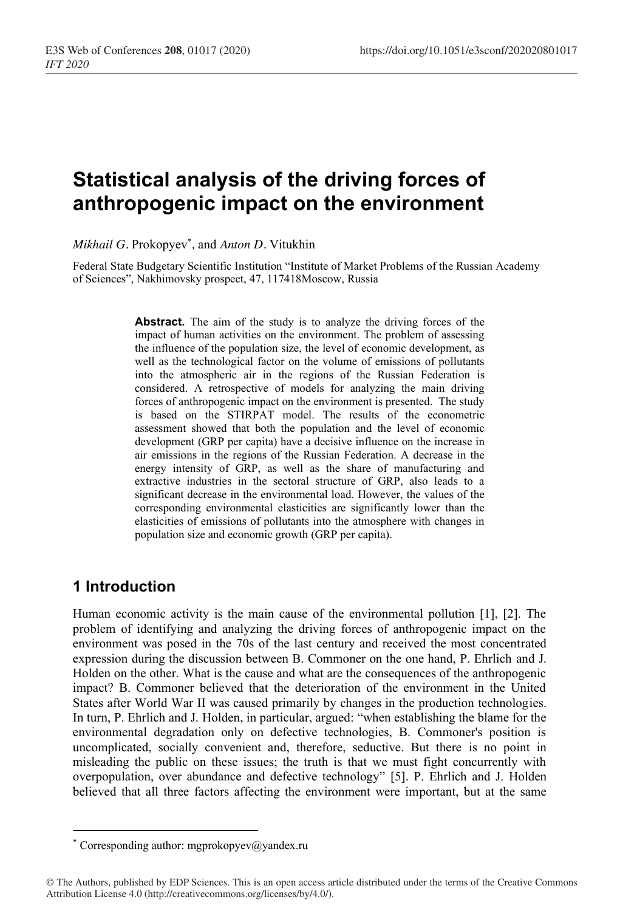# Statistical analysis of the driving forces of anthropogenic impact on the environment

*Mikhail G*. Prokopyev[*], and *Anton D*. Vitukhin

Federal State Budgetary Scientific Institution “Institute of Market Problems of the Russian Academy of Sciences”, Nakhimovsky prospect, 47, 117418Moscow, Russia

> **Abstract.** The aim of the study is to analyze the driving forces of the impact of human activities on the environment. The problem of assessing the influence of the population size, the level of economic development, as well as the technological factor on the volume of emissions of pollutants into the atmospheric air in the regions of the Russian Federation is considered. A retrospective of models for analyzing the main driving forces of anthropogenic impact on the environment is presented. The study is based on the STIRPAT model. The results of the econometric assessment showed that both the population and the level of economic development (GRP per capita) have a decisive influence on the increase in air emissions in the regions of the Russian Federation. A decrease in the energy intensity of GRP, as well as the share of manufacturing and extractive industries in the sectoral structure of GRP, also leads to a significant decrease in the environmental load. However, the values of the corresponding environmental elasticities are significantly lower than the elasticities of emissions of pollutants into the atmosphere with changes in population size and economic growth (GRP per capita).

## 1 Introduction

Human economic activity is the main cause of the environmental pollution [1], [2]. The problem of identifying and analyzing the driving forces of anthropogenic impact on the environment was posed in the 70s of the last century and received the most concentrated expression during the discussion between B. Commoner on the one hand, P. Ehrlich and J. Holden on the other. What is the cause and what are the consequences of the anthropogenic impact? B. Commoner believed that the deterioration of the environment in the United States after World War II was caused primarily by changes in the production technologies. In turn, P. Ehrlich and J. Holden, in particular, argued: “when establishing the blame for the environmental degradation only on defective technologies, B. Commoner's position is uncomplicated, socially convenient and, therefore, seductive. But there is no point in misleading the public on these issues; the truth is that we must fight concurrently with overpopulation, over abundance and defective technology” [5]. P. Ehrlich and J. Holden believed that all three factors affecting the environment were important, but at the same

[*] Corresponding author: mgprokopyev@yandex.ru

© The Authors, published by EDP Sciences. This is an open access article distributed under the terms of the Creative Commons Attribution License 4.0 (http://creativecommons.org/licenses/by/4.0/).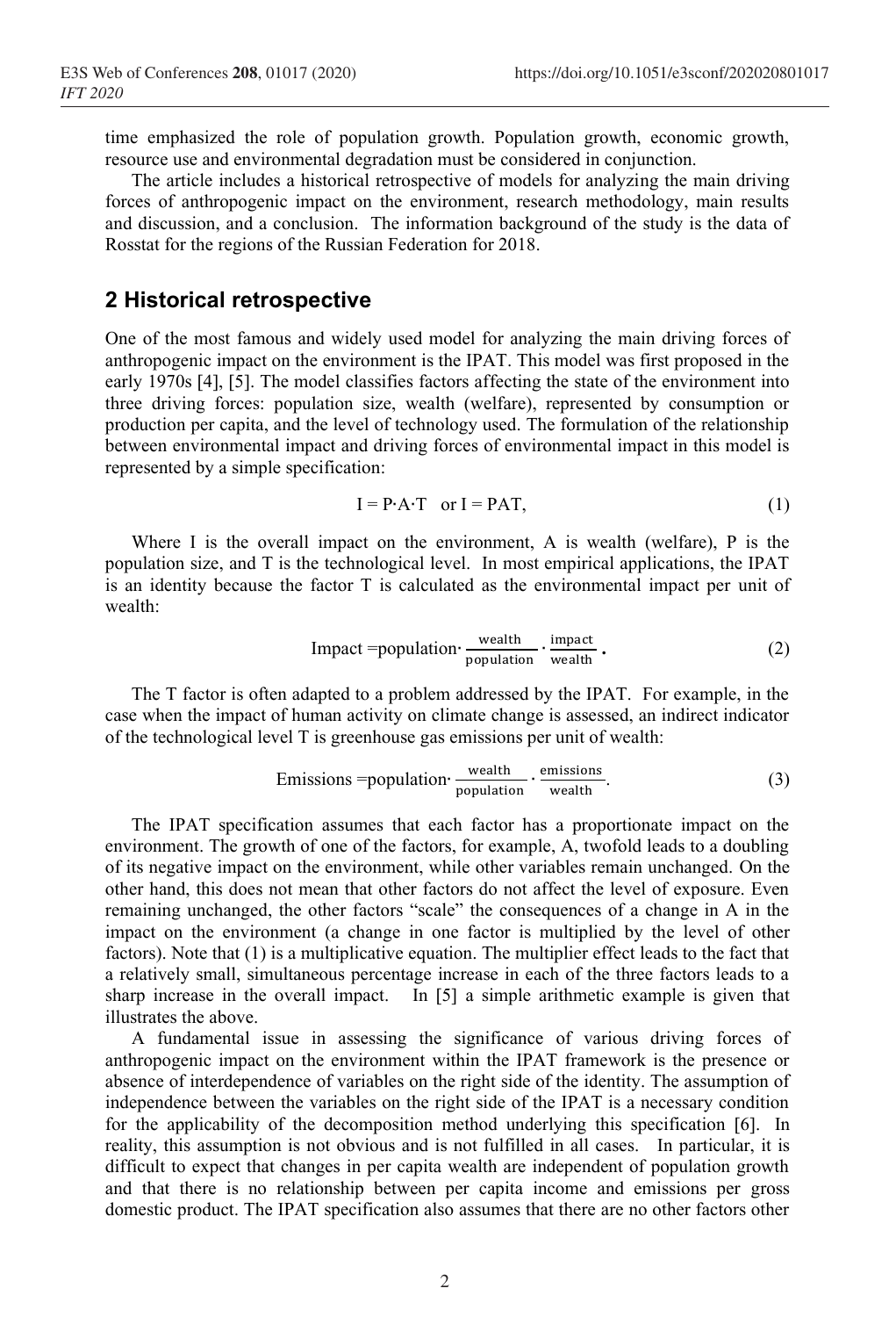time emphasized the role of population growth. Population growth, economic growth, resource use and environmental degradation must be considered in conjunction.

The article includes a historical retrospective of models for analyzing the main driving forces of anthropogenic impact on the environment, research methodology, main results and discussion, and a conclusion. The information background of the study is the data of Rosstat for the regions of the Russian Federation for 2018.

## 2 Historical retrospective

One of the most famous and widely used model for analyzing the main driving forces of anthropogenic impact on the environment is the IPAT. This model was first proposed in the early 1970s [4], [5]. The model classifies factors affecting the state of the environment into three driving forces: population size, wealth (welfare), represented by consumption or production per capita, and the level of technology used. The formulation of the relationship between environmental impact and driving forces of environmental impact in this model is represented by a simple specification:

$$I = P \cdot A \cdot T \quad \text{or } I = PAT, \tag{1}$$

Where I is the overall impact on the environment, A is wealth (welfare), P is the population size, and T is the technological level. In most empirical applications, the IPAT is an identity because the factor T is calculated as the environmental impact per unit of wealth:

$$\text{Impact} = \text{population} \cdot \frac{\text{wealth}}{\text{population}} \cdot \frac{\text{impact}}{\text{wealth}}. \tag{2}$$

The T factor is often adapted to a problem addressed by the IPAT. For example, in the case when the impact of human activity on climate change is assessed, an indirect indicator of the technological level T is greenhouse gas emissions per unit of wealth:

$$\text{Emissions} = \text{population} \cdot \frac{\text{wealth}}{\text{population}} \cdot \frac{\text{emissions}}{\text{wealth}}. \tag{3}$$

The IPAT specification assumes that each factor has a proportionate impact on the environment. The growth of one of the factors, for example, A, twofold leads to a doubling of its negative impact on the environment, while other variables remain unchanged. On the other hand, this does not mean that other factors do not affect the level of exposure. Even remaining unchanged, the other factors "scale" the consequences of a change in A in the impact on the environment (a change in one factor is multiplied by the level of other factors). Note that (1) is a multiplicative equation. The multiplier effect leads to the fact that a relatively small, simultaneous percentage increase in each of the three factors leads to a sharp increase in the overall impact. In [5] a simple arithmetic example is given that illustrates the above.

A fundamental issue in assessing the significance of various driving forces of anthropogenic impact on the environment within the IPAT framework is the presence or absence of interdependence of variables on the right side of the identity. The assumption of independence between the variables on the right side of the IPAT is a necessary condition for the applicability of the decomposition method underlying this specification [6]. In reality, this assumption is not obvious and is not fulfilled in all cases. In particular, it is difficult to expect that changes in per capita wealth are independent of population growth and that there is no relationship between per capita income and emissions per gross domestic product. The IPAT specification also assumes that there are no other factors other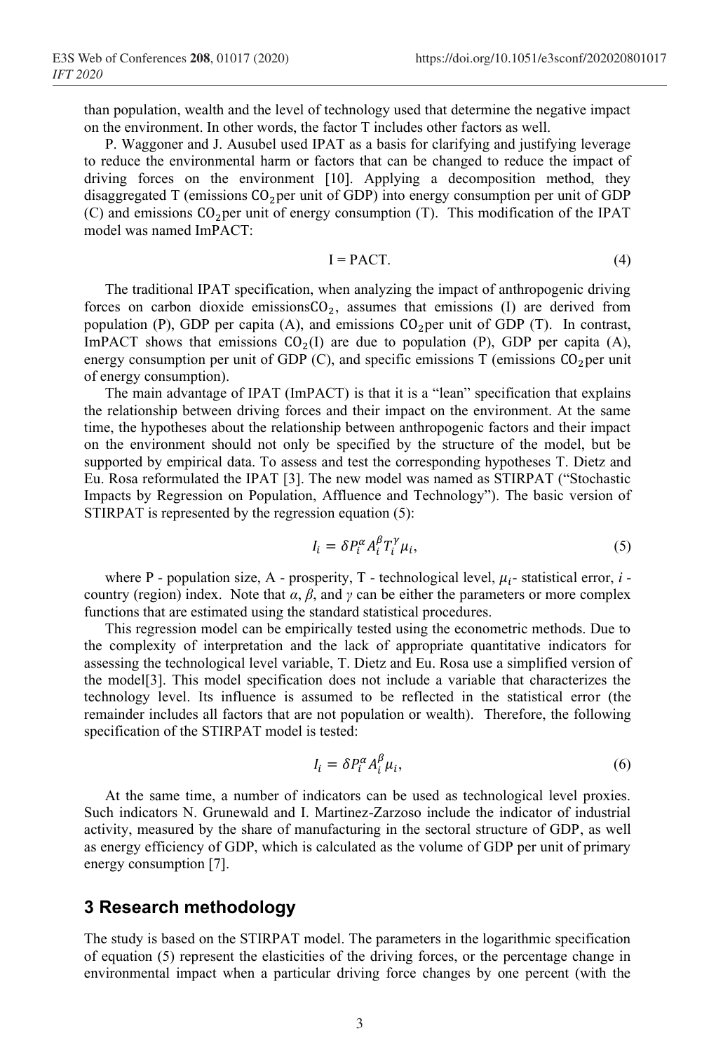than population, wealth and the level of technology used that determine the negative impact on the environment. In other words, the factor T includes other factors as well.

P. Waggoner and J. Ausubel used IPAT as a basis for clarifying and justifying leverage to reduce the environmental harm or factors that can be changed to reduce the impact of driving forces on the environment [10]. Applying a decomposition method, they disaggregated T (emissions $CO_2$per unit of GDP) into energy consumption per unit of GDP (C) and emissions $CO_2$per unit of energy consumption (T). This modification of the IPAT model was named ImPACT:

$$I = \text{PACT}. \tag{4}$$

The traditional IPAT specification, when analyzing the impact of anthropogenic driving forces on carbon dioxide emissions$CO_2$, assumes that emissions (I) are derived from population (P), GDP per capita (A), and emissions $CO_2$per unit of GDP (T). In contrast, ImPACT shows that emissions $CO_2$(I) are due to population (P), GDP per capita (A), energy consumption per unit of GDP (C), and specific emissions T (emissions $CO_2$per unit of energy consumption).

The main advantage of IPAT (ImPACT) is that it is a "lean" specification that explains the relationship between driving forces and their impact on the environment. At the same time, the hypotheses about the relationship between anthropogenic factors and their impact on the environment should not only be specified by the structure of the model, but be supported by empirical data. To assess and test the corresponding hypotheses T. Dietz and Eu. Rosa reformulated the IPAT [3]. The new model was named as STIRPAT ("Stochastic Impacts by Regression on Population, Affluence and Technology"). The basic version of STIRPAT is represented by the regression equation (5):

$$I_i = \delta P_i^{\alpha} A_i^{\beta} T_i^{\gamma} \mu_i, \tag{5}$$

where P - population size, A - prosperity, T - technological level, $\mu_i$- statistical error, *i* - country (region) index. Note that *α*, *β*, and *γ* can be either the parameters or more complex functions that are estimated using the standard statistical procedures.

This regression model can be empirically tested using the econometric methods. Due to the complexity of interpretation and the lack of appropriate quantitative indicators for assessing the technological level variable, T. Dietz and Eu. Rosa use a simplified version of the model[3]. This model specification does not include a variable that characterizes the technology level. Its influence is assumed to be reflected in the statistical error (the remainder includes all factors that are not population or wealth). Therefore, the following specification of the STIRPAT model is tested:

$$I_i = \delta P_i^{\alpha} A_i^{\beta} \mu_i, \tag{6}$$

At the same time, a number of indicators can be used as technological level proxies. Such indicators N. Grunewald and I. Martinez-Zarzoso include the indicator of industrial activity, measured by the share of manufacturing in the sectoral structure of GDP, as well as energy efficiency of GDP, which is calculated as the volume of GDP per unit of primary energy consumption [7].

## 3 Research methodology

The study is based on the STIRPAT model. The parameters in the logarithmic specification of equation (5) represent the elasticities of the driving forces, or the percentage change in environmental impact when a particular driving force changes by one percent (with the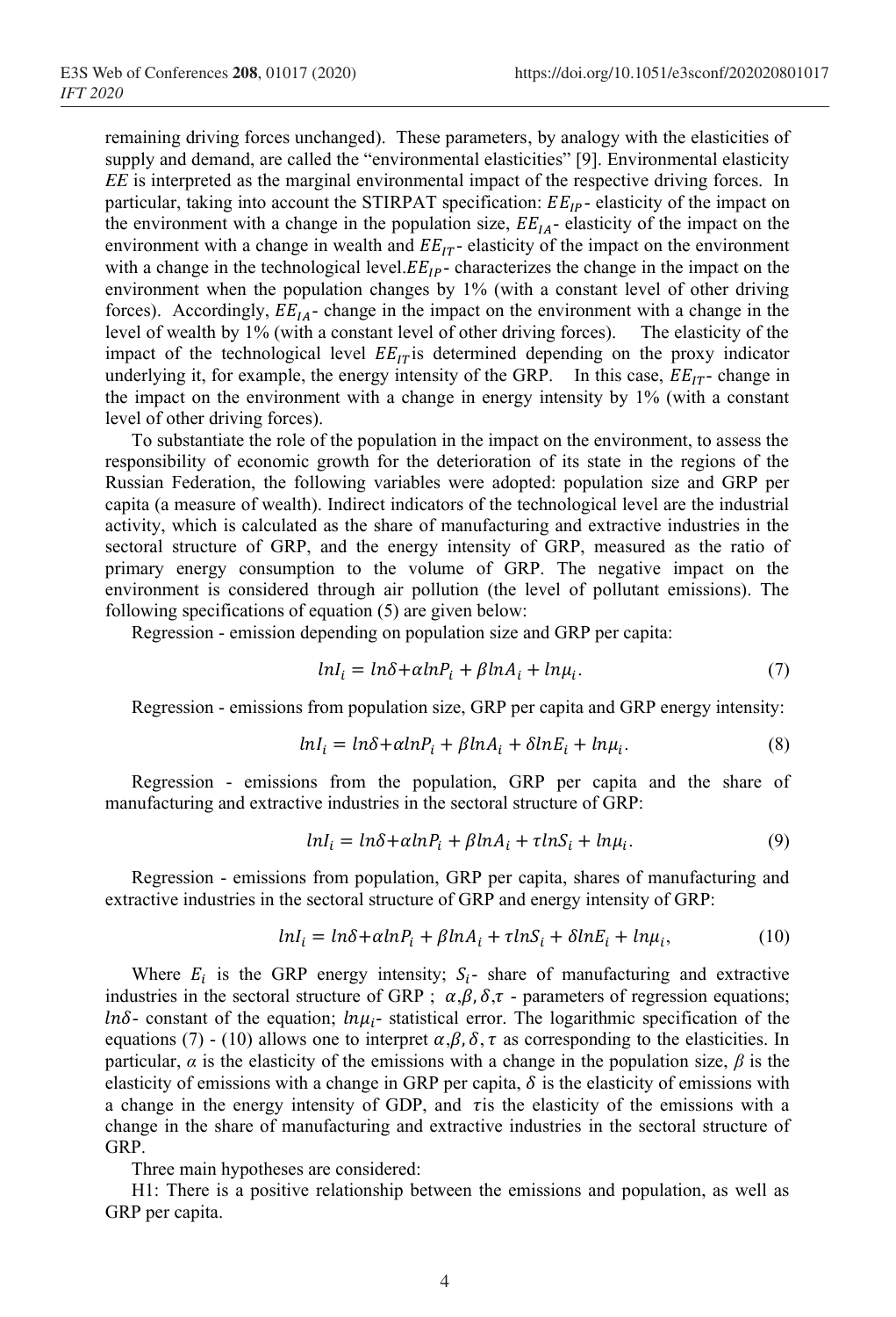remaining driving forces unchanged). These parameters, by analogy with the elasticities of supply and demand, are called the "environmental elasticities" [9]. Environmental elasticity *EE* is interpreted as the marginal environmental impact of the respective driving forces. In particular, taking into account the STIRPAT specification: $EE_{IP}$- elasticity of the impact on the environment with a change in the population size, $EE_{IA}$- elasticity of the impact on the environment with a change in wealth and $EE_{IT}$- elasticity of the impact on the environment with a change in the technological level.$EE_{IP}$- characterizes the change in the impact on the environment when the population changes by 1% (with a constant level of other driving forces). Accordingly, $EE_{IA}$- change in the impact on the environment with a change in the level of wealth by 1% (with a constant level of other driving forces). The elasticity of the impact of the technological level $EE_{IT}$is determined depending on the proxy indicator underlying it, for example, the energy intensity of the GRP. In this case, $EE_{IT}$- change in the impact on the environment with a change in energy intensity by 1% (with a constant level of other driving forces).

To substantiate the role of the population in the impact on the environment, to assess the responsibility of economic growth for the deterioration of its state in the regions of the Russian Federation, the following variables were adopted: population size and GRP per capita (a measure of wealth). Indirect indicators of the technological level are the industrial activity, which is calculated as the share of manufacturing and extractive industries in the sectoral structure of GRP, and the energy intensity of GRP, measured as the ratio of primary energy consumption to the volume of GRP. The negative impact on the environment is considered through air pollution (the level of pollutant emissions). The following specifications of equation (5) are given below:

Regression - emission depending on population size and GRP per capita:

$$lnI_i = ln\delta + \alpha lnP_i + \beta lnA_i + ln\mu_i. \tag{7}$$

Regression - emissions from population size, GRP per capita and GRP energy intensity:

$$lnI_i = ln\delta + \alpha lnP_i + \beta lnA_i + \delta lnE_i + ln\mu_i. \tag{8}$$

Regression - emissions from the population, GRP per capita and the share of manufacturing and extractive industries in the sectoral structure of GRP:

$$lnI_i = ln\delta + \alpha lnP_i + \beta lnA_i + \tau lnS_i + ln\mu_i. \tag{9}$$

Regression - emissions from population, GRP per capita, shares of manufacturing and extractive industries in the sectoral structure of GRP and energy intensity of GRP:

$$lnI_i = ln\delta + \alpha lnP_i + \beta lnA_i + \tau lnS_i + \delta lnE_i + ln\mu_i, \tag{10}$$

Where $E_i$ is the GRP energy intensity; $S_i$- share of manufacturing and extractive industries in the sectoral structure of GRP ; $\alpha,\beta,\delta,\tau$ - parameters of regression equations; $ln\delta$- constant of the equation; $ln\mu_i$- statistical error. The logarithmic specification of the equations (7) - (10) allows one to interpret $\alpha,\beta,\delta,\tau$ as corresponding to the elasticities. In particular, $\alpha$ is the elasticity of the emissions with a change in the population size, $\beta$ is the elasticity of emissions with a change in GRP per capita, $\delta$ is the elasticity of emissions with a change in the energy intensity of GDP, and $\tau$is the elasticity of the emissions with a change in the share of manufacturing and extractive industries in the sectoral structure of GRP.

Three main hypotheses are considered:

H1: There is a positive relationship between the emissions and population, as well as GRP per capita.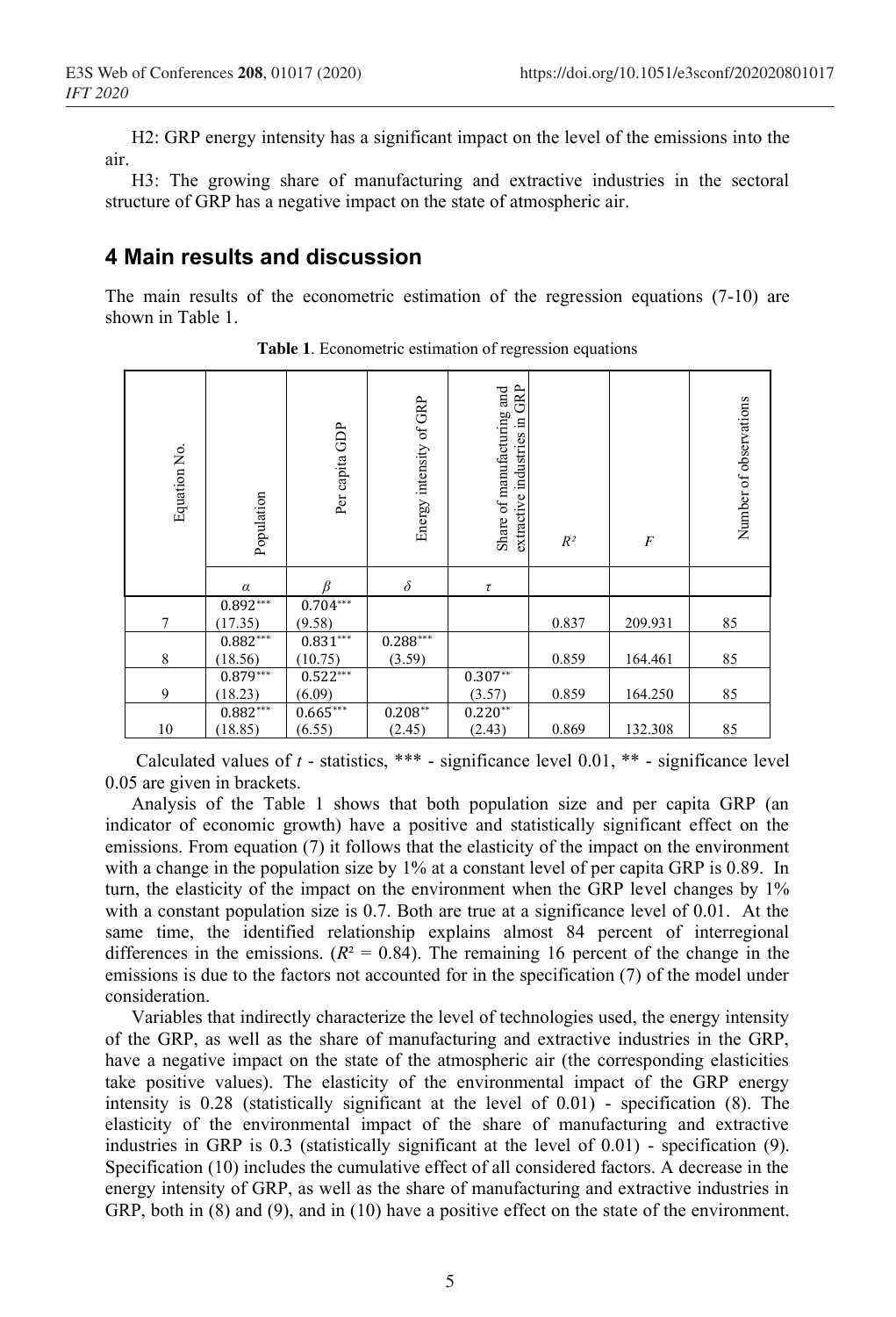H2: GRP energy intensity has a significant impact on the level of the emissions into the air.

H3: The growing share of manufacturing and extractive industries in the sectoral structure of GRP has a negative impact on the state of atmospheric air.

## 4 Main results and discussion

The main results of the econometric estimation of the regression equations (7-10) are shown in Table 1.

**Table 1**. Econometric estimation of regression equations

| Equation No. | Population | Per capita GDP | Energy intensity of GRP | Share of manufacturing and extractive industries in GRP | $R^2$ | $F$ | Number of observations |
|---|---|---|---|---|---|---|---|
| | $\alpha$ | $\beta$ | $\delta$ | $\tau$ | | | |
| 7 | 0.892*** (17.35) | 0.704*** (9.58) | | | 0.837 | 209.931 | 85 |
| 8 | 0.882*** (18.56) | 0.831*** (10.75) | 0.288*** (3.59) | | 0.859 | 164.461 | 85 |
| 9 | 0.879*** (18.23) | 0.522*** (6.09) | | 0.307** (3.57) | 0.859 | 164.250 | 85 |
| 10 | 0.882*** (18.85) | 0.665*** (6.55) | 0.208** (2.45) | 0.220** (2.43) | 0.869 | 132.308 | 85 |

Calculated values of *t* - statistics, *** - significance level 0.01, ** - significance level 0.05 are given in brackets.

Analysis of the Table 1 shows that both population size and per capita GRP (an indicator of economic growth) have a positive and statistically significant effect on the emissions. From equation (7) it follows that the elasticity of the impact on the environment with a change in the population size by 1% at a constant level of per capita GRP is 0.89. In turn, the elasticity of the impact on the environment when the GRP level changes by 1% with a constant population size is 0.7. Both are true at a significance level of 0.01. At the same time, the identified relationship explains almost 84 percent of interregional differences in the emissions. ($R^2 = 0.84$). The remaining 16 percent of the change in the emissions is due to the factors not accounted for in the specification (7) of the model under consideration.

Variables that indirectly characterize the level of technologies used, the energy intensity of the GRP, as well as the share of manufacturing and extractive industries in the GRP, have a negative impact on the state of the atmospheric air (the corresponding elasticities take positive values). The elasticity of the environmental impact of the GRP energy intensity is 0.28 (statistically significant at the level of 0.01) - specification (8). The elasticity of the environmental impact of the share of manufacturing and extractive industries in GRP is 0.3 (statistically significant at the level of 0.01) - specification (9). Specification (10) includes the cumulative effect of all considered factors. A decrease in the energy intensity of GRP, as well as the share of manufacturing and extractive industries in GRP, both in (8) and (9), and in (10) have a positive effect on the state of the environment.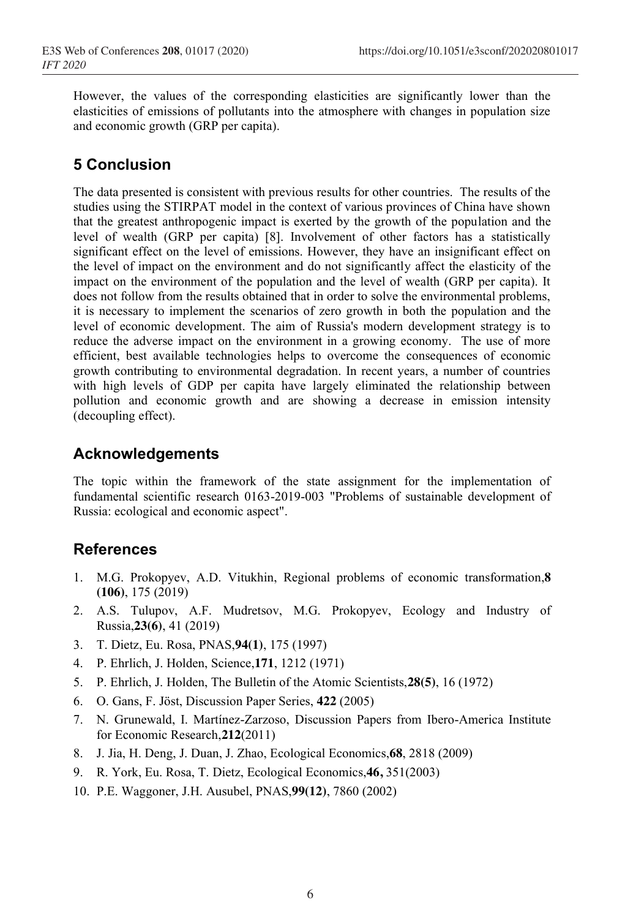However, the values of the corresponding elasticities are significantly lower than the elasticities of emissions of pollutants into the atmosphere with changes in population size and economic growth (GRP per capita).

## 5 Conclusion

The data presented is consistent with previous results for other countries. The results of the studies using the STIRPAT model in the context of various provinces of China have shown that the greatest anthropogenic impact is exerted by the growth of the population and the level of wealth (GRP per capita) [8]. Involvement of other factors has a statistically significant effect on the level of emissions. However, they have an insignificant effect on the level of impact on the environment and do not significantly affect the elasticity of the impact on the environment of the population and the level of wealth (GRP per capita). It does not follow from the results obtained that in order to solve the environmental problems, it is necessary to implement the scenarios of zero growth in both the population and the level of economic development. The aim of Russia's modern development strategy is to reduce the adverse impact on the environment in a growing economy. The use of more efficient, best available technologies helps to overcome the consequences of economic growth contributing to environmental degradation. In recent years, a number of countries with high levels of GDP per capita have largely eliminated the relationship between pollution and economic growth and are showing a decrease in emission intensity (decoupling effect).

## Acknowledgements

The topic within the framework of the state assignment for the implementation of fundamental scientific research 0163-2019-003 "Problems of sustainable development of Russia: ecological and economic aspect".

## References

1. M.G. Prokopyev, A.D. Vitukhin, Regional problems of economic transformation,**8 (106)**, 175 (2019)
2. A.S. Tulupov, A.F. Mudretsov, M.G. Prokopyev, Ecology and Industry of Russia,**23(6)**, 41 (2019)
3. T. Dietz, Eu. Rosa, PNAS,**94(1)**, 175 (1997)
4. P. Ehrlich, J. Holden, Science,**171**, 1212 (1971)
5. P. Ehrlich, J. Holden, The Bulletin of the Atomic Scientists,**28(5)**, 16 (1972)
6. O. Gans, F. Jöst, Discussion Paper Series, **422** (2005)
7. N. Grunewald, I. Martínez-Zarzoso, Discussion Papers from Ibero-America Institute for Economic Research,**212**(2011)
8. J. Jia, H. Deng, J. Duan, J. Zhao, Ecological Economics,**68**, 2818 (2009)
9. R. York, Eu. Rosa, T. Dietz, Ecological Economics,**46,** 351(2003)
10. P.E. Waggoner, J.H. Ausubel, PNAS,**99(12)**, 7860 (2002)